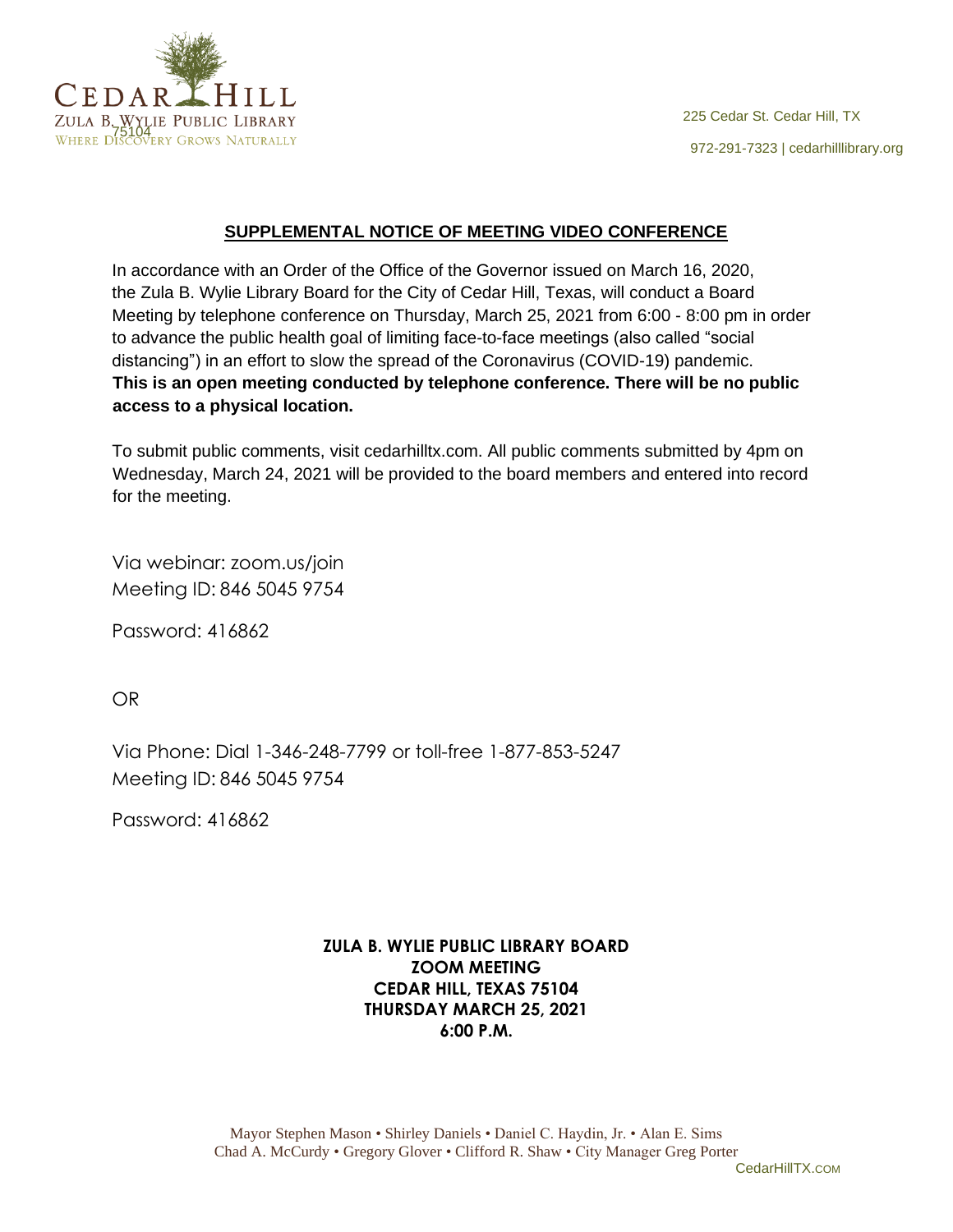CEDAR HILL
ZULA B. WYLIE PUBLIC LIBRARY
WHERE DISCOVERY GROWS NATURALLY

225 Cedar St. Cedar Hill, TX 75104
972-291-7323 | cedarhilllibrary.org

## SUPPLEMENTAL NOTICE OF MEETING VIDEO CONFERENCE

In accordance with an Order of the Office of the Governor issued on March 16, 2020, the Zula B. Wylie Library Board for the City of Cedar Hill, Texas, will conduct a Board Meeting by telephone conference on Thursday, March 25, 2021 from 6:00 - 8:00 pm in order to advance the public health goal of limiting face-to-face meetings (also called "social distancing") in an effort to slow the spread of the Coronavirus (COVID-19) pandemic. **This is an open meeting conducted by telephone conference. There will be no public access to a physical location.**

To submit public comments, visit cedarhilltx.com. All public comments submitted by 4pm on Wednesday, March 24, 2021 will be provided to the board members and entered into record for the meeting.

Via webinar: zoom.us/join
Meeting ID: 846 5045 9754

Password: 416862

OR

Via Phone: Dial 1-346-248-7799 or toll-free 1-877-853-5247
Meeting ID: 846 5045 9754

Password: 416862

**ZULA B. WYLIE PUBLIC LIBRARY BOARD**
**ZOOM MEETING**
**CEDAR HILL, TEXAS 75104**
**THURSDAY MARCH 25, 2021**
**6:00 P.M.**

Mayor Stephen Mason • Shirley Daniels • Daniel C. Haydin, Jr. • Alan E. Sims
Chad A. McCurdy • Gregory Glover • Clifford R. Shaw • City Manager Greg Porter
CedarHillTX.COM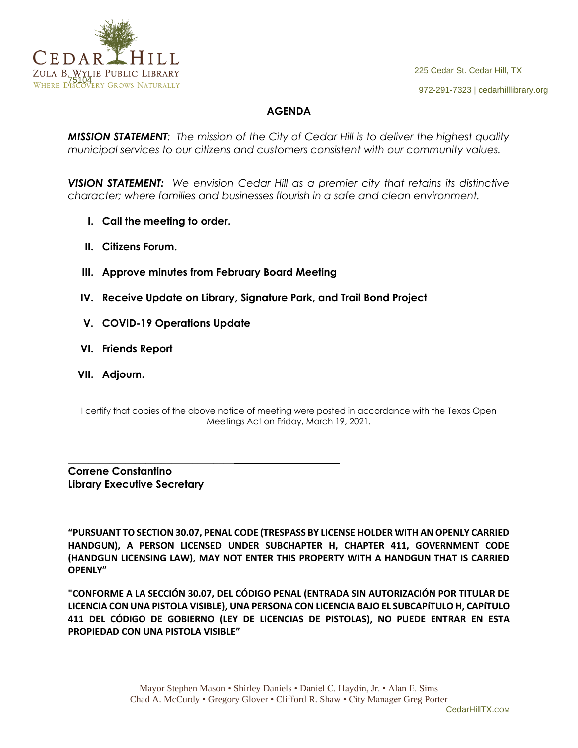CEDAR HILL
ZULA B. WYLIE PUBLIC LIBRARY
WHERE DISCOVERY GROWS NATURALLY

225 Cedar St. Cedar Hill, TX 75104

972-291-7323 | cedarhilllibrary.org

## AGENDA

***MISSION STATEMENT****: The mission of the City of Cedar Hill is to deliver the highest quality municipal services to our citizens and customers consistent with our community values.*

***VISION STATEMENT:*** *We envision Cedar Hill as a premier city that retains its distinctive character; where families and businesses flourish in a safe and clean environment.*

I. **Call the meeting to order.**

II. **Citizens Forum.**

III. **Approve minutes from February Board Meeting**

IV. **Receive Update on Library, Signature Park, and Trail Bond Project**

V. **COVID-19 Operations Update**

VI. **Friends Report**

VII. **Adjourn.**

I certify that copies of the above notice of meeting were posted in accordance with the Texas Open Meetings Act on Friday, March 19, 2021.

\_\_\_\_\_\_\_\_\_\_\_\_\_\_\_\_\_\_\_\_\_\_\_\_\_\_\_\_\_\_\_\_\_\_\_\_\_\_\_\_

**Correne Constantino**
**Library Executive Secretary**

**"PURSUANT TO SECTION 30.07, PENAL CODE (TRESPASS BY LICENSE HOLDER WITH AN OPENLY CARRIED HANDGUN), A PERSON LICENSED UNDER SUBCHAPTER H, CHAPTER 411, GOVERNMENT CODE (HANDGUN LICENSING LAW), MAY NOT ENTER THIS PROPERTY WITH A HANDGUN THAT IS CARRIED OPENLY"**

**"CONFORME A LA SECCIÓN 30.07, DEL CÓDIGO PENAL (ENTRADA SIN AUTORIZACIÓN POR TITULAR DE LICENCIA CON UNA PISTOLA VISIBLE), UNA PERSONA CON LICENCIA BAJO EL SUBCAPíTULO H, CAPíTULO 411 DEL CÓDIGO DE GOBIERNO (LEY DE LICENCIAS DE PISTOLAS), NO PUEDE ENTRAR EN ESTA PROPIEDAD CON UNA PISTOLA VISIBLE"**

Mayor Stephen Mason • Shirley Daniels • Daniel C. Haydin, Jr. • Alan E. Sims
Chad A. McCurdy • Gregory Glover • Clifford R. Shaw • City Manager Greg Porter

CedarHillTX.COM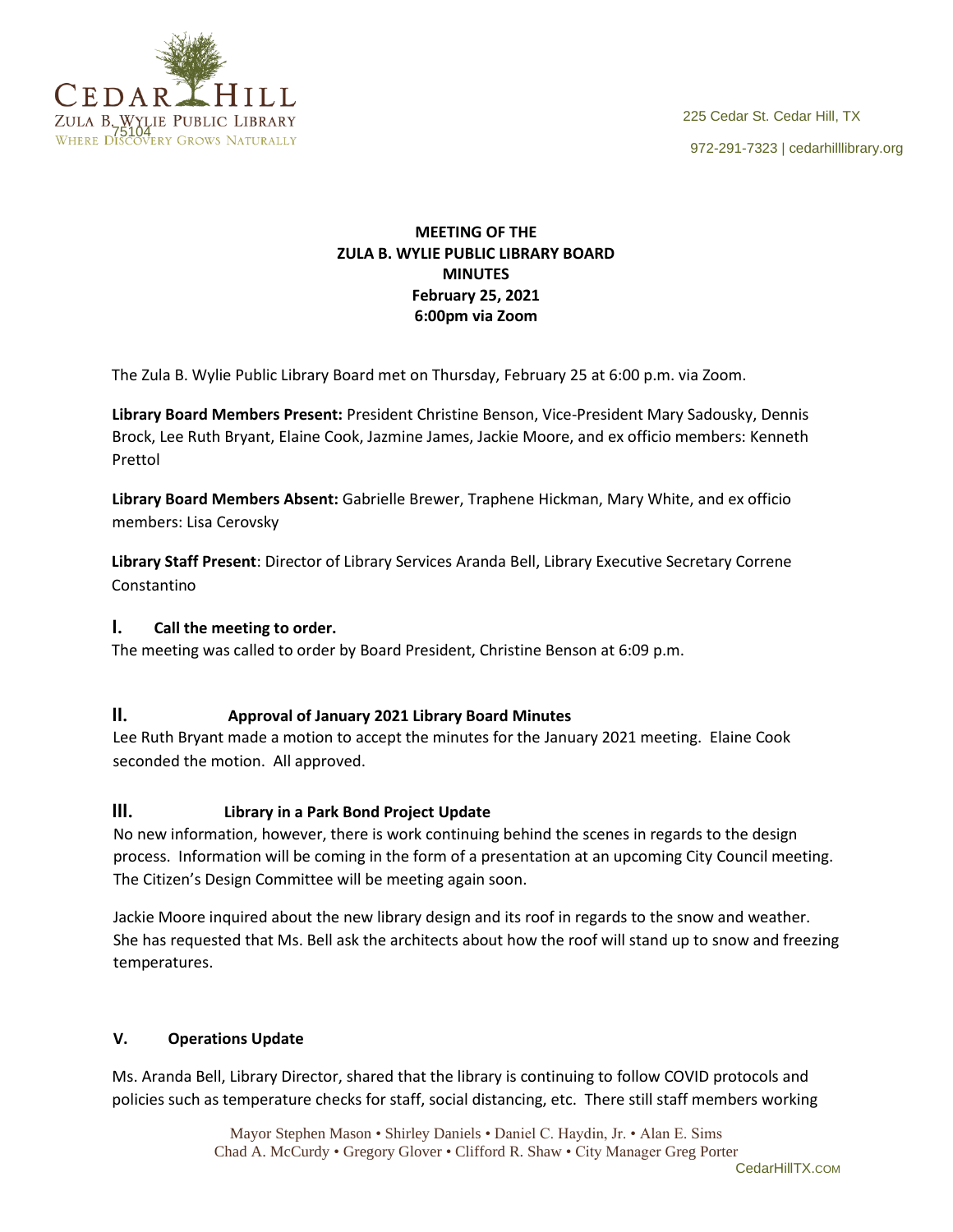**MEETING OF THE**
**ZULA B. WYLIE PUBLIC LIBRARY BOARD**
**MINUTES**
**February 25, 2021**
**6:00pm via Zoom**

The Zula B. Wylie Public Library Board met on Thursday, February 25 at 6:00 p.m. via Zoom.

**Library Board Members Present:** President Christine Benson, Vice-President Mary Sadousky, Dennis Brock, Lee Ruth Bryant, Elaine Cook, Jazmine James, Jackie Moore, and ex officio members: Kenneth Prettol

**Library Board Members Absent:** Gabrielle Brewer, Traphene Hickman, Mary White, and ex officio members: Lisa Cerovsky

**Library Staff Present**: Director of Library Services Aranda Bell, Library Executive Secretary Correne Constantino

## I. Call the meeting to order.

The meeting was called to order by Board President, Christine Benson at 6:09 p.m.

## II. Approval of January 2021 Library Board Minutes

Lee Ruth Bryant made a motion to accept the minutes for the January 2021 meeting. Elaine Cook seconded the motion. All approved.

## III. Library in a Park Bond Project Update

No new information, however, there is work continuing behind the scenes in regards to the design process. Information will be coming in the form of a presentation at an upcoming City Council meeting. The Citizen's Design Committee will be meeting again soon.

Jackie Moore inquired about the new library design and its roof in regards to the snow and weather. She has requested that Ms. Bell ask the architects about how the roof will stand up to snow and freezing temperatures.

## V. Operations Update

Ms. Aranda Bell, Library Director, shared that the library is continuing to follow COVID protocols and policies such as temperature checks for staff, social distancing, etc. There still staff members working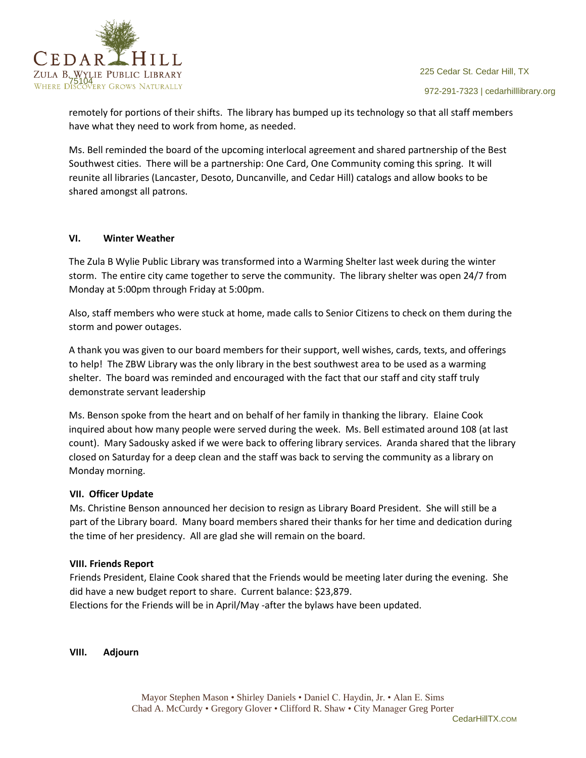remotely for portions of their shifts. The library has bumped up its technology so that all staff members have what they need to work from home, as needed.

Ms. Bell reminded the board of the upcoming interlocal agreement and shared partnership of the Best Southwest cities. There will be a partnership: One Card, One Community coming this spring. It will reunite all libraries (Lancaster, Desoto, Duncanville, and Cedar Hill) catalogs and allow books to be shared amongst all patrons.

**VI. Winter Weather**

The Zula B Wylie Public Library was transformed into a Warming Shelter last week during the winter storm. The entire city came together to serve the community. The library shelter was open 24/7 from Monday at 5:00pm through Friday at 5:00pm.

Also, staff members who were stuck at home, made calls to Senior Citizens to check on them during the storm and power outages.

A thank you was given to our board members for their support, well wishes, cards, texts, and offerings to help! The ZBW Library was the only library in the best southwest area to be used as a warming shelter. The board was reminded and encouraged with the fact that our staff and city staff truly demonstrate servant leadership

Ms. Benson spoke from the heart and on behalf of her family in thanking the library. Elaine Cook inquired about how many people were served during the week. Ms. Bell estimated around 108 (at last count). Mary Sadousky asked if we were back to offering library services. Aranda shared that the library closed on Saturday for a deep clean and the staff was back to serving the community as a library on Monday morning.

**VII. Officer Update**

Ms. Christine Benson announced her decision to resign as Library Board President. She will still be a part of the Library board. Many board members shared their thanks for her time and dedication during the time of her presidency. All are glad she will remain on the board.

**VIII. Friends Report**

Friends President, Elaine Cook shared that the Friends would be meeting later during the evening. She did have a new budget report to share. Current balance: $23,879.
Elections for the Friends will be in April/May -after the bylaws have been updated.

**VIII. Adjourn**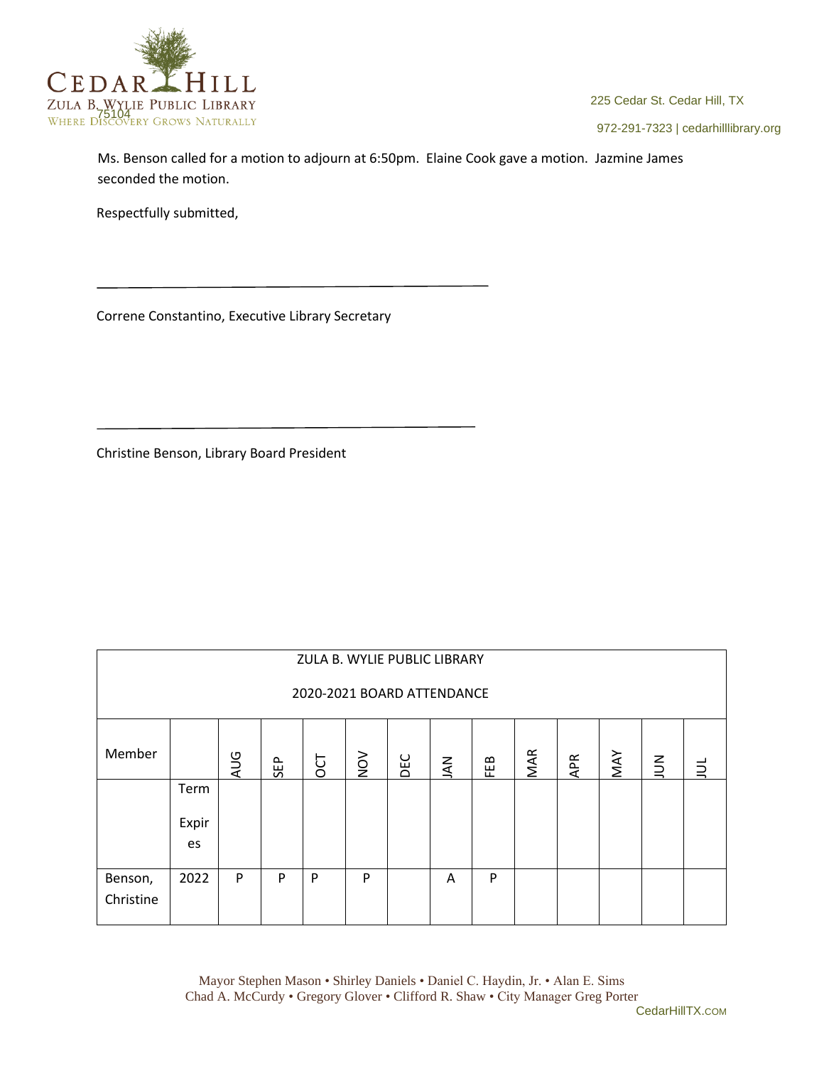Ms. Benson called for a motion to adjourn at 6:50pm. Elaine Cook gave a motion. Jazmine James seconded the motion.

Respectfully submitted,

\_\_\_\_\_\_\_\_\_\_\_\_\_\_\_\_\_\_\_\_\_\_\_\_\_\_\_\_\_\_\_\_\_\_\_\_\_\_\_\_

Correne Constantino, Executive Library Secretary

\_\_\_\_\_\_\_\_\_\_\_\_\_\_\_\_\_\_\_\_\_\_\_\_\_\_\_\_\_\_\_\_\_\_\_\_\_\_\_\_

Christine Benson, Library Board President

| ZULA B. WYLIE PUBLIC LIBRARY<br><br>2020-2021 BOARD ATTENDANCE | | | | | | | | | | | | | |
|---|---|---|---|---|---|---|---|---|---|---|---|---|---|
| Member | | AUG | SEP | OCT | NOV | DEC | JAN | FEB | MAR | APR | MAY | JUN | JUL |
| | Term Expires | | | | | | | | | | | | |
| Benson, Christine | 2022 | P | P | P | P | | A | P | | | | | |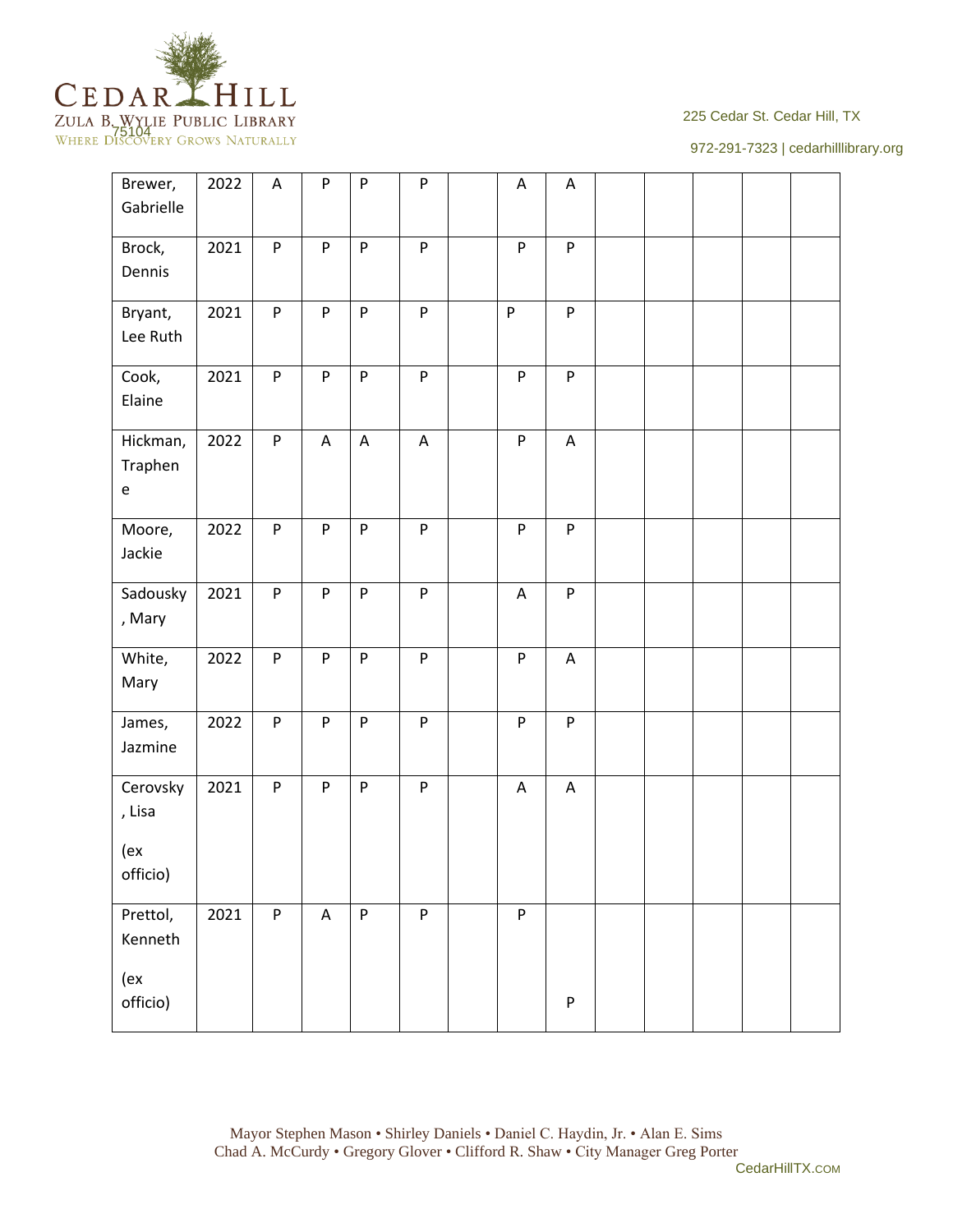| | | | | | | | | | | | | | |
|---|---|---|---|---|---|---|---|---|---|---|---|---|---|
| Brewer, Gabrielle | 2022 | A | P | P | P | | A | A | | | | | |
| Brock, Dennis | 2021 | P | P | P | P | | P | P | | | | | |
| Bryant, Lee Ruth | 2021 | P | P | P | P | | P | P | | | | | |
| Cook, Elaine | 2021 | P | P | P | P | | P | P | | | | | |
| Hickman, Traphene | 2022 | P | A | A | A | | P | A | | | | | |
| Moore, Jackie | 2022 | P | P | P | P | | P | P | | | | | |
| Sadousky, Mary | 2021 | P | P | P | P | | A | P | | | | | |
| White, Mary | 2022 | P | P | P | P | | P | A | | | | | |
| James, Jazmine | 2022 | P | P | P | P | | P | P | | | | | |
| Cerovsky, Lisa (ex officio) | 2021 | P | P | P | P | | A | A | | | | | |
| Prettol, Kenneth (ex officio) | 2021 | P | A | P | P | | P | P | | | | | |